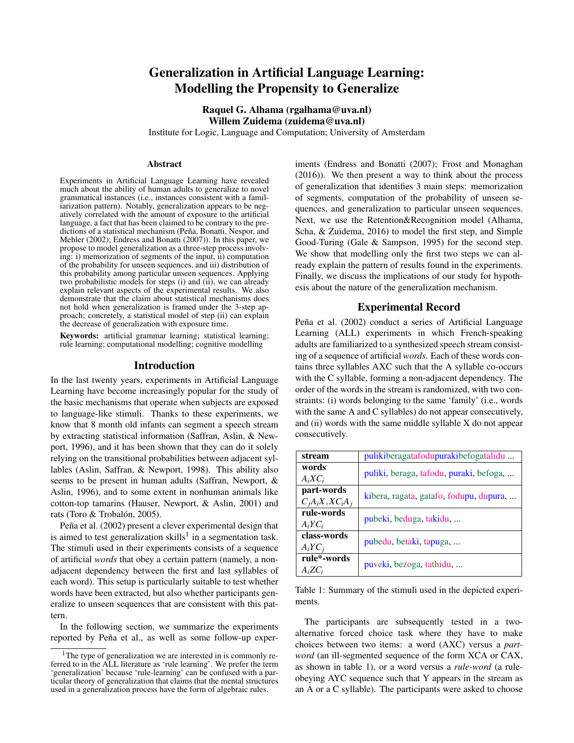# Generalization in Artificial Language Learning: Modelling the Propensity to Generalize

**Raquel G. Alhama (rgalhama@uva.nl)**
**Willem Zuidema (zuidema@uva.nl)**
Institute for Logic, Language and Computation; University of Amsterdam

### Abstract

Experiments in Artificial Language Learning have revealed much about the ability of human adults to generalize to novel grammatical instances (i.e., instances consistent with a familiarization pattern). Notably, generalization appears to be negatively correlated with the amount of exposure to the artificial language, a fact that has been claimed to be contrary to the predictions of a statistical mechanism (Peña, Bonatti, Nespor, and Mehler (2002); Endress and Bonatti (2007)). In this paper, we propose to model generalization as a three-step process involving: i) memorization of segments of the input, ii) computation of the probability for unseen sequences, and iii) distribution of this probability among particular unseen sequences. Applying two probabilistic models for steps (i) and (ii), we can already explain relevant aspects of the experimental results. We also demonstrate that the claim about statistical mechanisms does not hold when generalization is framed under the 3-step approach; concretely, a statistical model of step (ii) can explain the decrease of generalization with exposure time.

**Keywords:** artificial grammar learning; statistical learning; rule learning; computational modelling; cognitive modelling

## Introduction

In the last twenty years, experiments in Artificial Language Learning have become increasingly popular for the study of the basic mechanisms that operate when subjects are exposed to language-like stimuli. Thanks to these experiments, we know that 8 month old infants can segment a speech stream by extracting statistical information (Saffran, Aslin, & Newport, 1996), and it has been shown that they can do it solely relying on the transitional probabilities between adjacent syllables (Aslin, Saffran, & Newport, 1998). This ability also seems to be present in human adults (Saffran, Newport, & Aslin, 1996), and to some extent in nonhuman animals like cotton-top tamarins (Hauser, Newport, & Aslin, 2001) and rats (Toro & Trobalón, 2005).

Peña et al. (2002) present a clever experimental design that is aimed to test generalization skills[1] in a segmentation task. The stimuli used in their experiments consists of a sequence of artificial *words* that obey a certain pattern (namely, a non-adjacent dependency between the first and last syllables of each word). This setup is particularly suitable to test whether words have been extracted, but also whether participants generalize to unseen sequences that are consistent with this pattern.

In the following section, we summarize the experiments reported by Peña et al., as well as some follow-up experiments (Endress and Bonatti (2007); Frost and Monaghan (2016)). We then present a way to think about the process of generalization that identifies 3 main steps: memorization of segments, computation of the probability of unseen sequences, and generalization to particular unseen sequences. Next, we use the Retention&Recognition model (Alhama, Scha, & Zuidema, 2016) to model the first step, and Simple Good-Turing (Gale & Sampson, 1995) for the second step. We show that modelling only the first two steps we can already explain the pattern of results found in the experiments. Finally, we discuss the implications of our study for hypothesis about the nature of the generalization mechanism.

[1] The type of generalization we are interested in is commonly referred to in the ALL literature as 'rule learning'. We prefer the term 'generalization' because 'rule-learning' can be confused with a particular theory of generalization that claims that the mental structures used in a generalization process have the form of algebraic rules.

## Experimental Record

Peña et al. (2002) conduct a series of Artificial Language Learning (ALL) experiments in which French-speaking adults are familiarized to a synthesized speech stream consisting of a sequence of artificial *words*. Each of these words contains three syllables AXC such that the A syllable co-occurs with the C syllable, forming a non-adjacent dependency. The order of the words in the stream is randomized, with two constraints: (i) words belonging to the same 'family' (i.e., words with the same A and C syllables) do not appear consecutively, and (ii) words with the same middle syllable X do not appear consecutively.

| | |
|---|---|
| **stream** | pulikiberagatafodupurakibefogatalidu ... |
| **words** $A_iXC_i$ | puliki, beraga, tafodu, puraki, befoga, ... |
| **part-words** $C_jA_iX, XC_iA_j$ | kibera, ragata, gatafo, fodupu, dupura, ... |
| **rule-words** $A_iYC_i$ | pubeki, beduga, takidu, ... |
| **class-words** $A_iYC_j$ | pubedu, betaki, tapuga, ... |
| **rule\*-words** $A_iZC_i$ | puveki, bezoga, tathidu, ... |

Table 1: Summary of the stimuli used in the depicted experiments.

The participants are subsequently tested in a two-alternative forced choice task where they have to make choices between two items: a word (AXC) versus a *part-word* (an ill-segmented sequence of the form XCA or CAX, as shown in table 1), or a word versus a *rule-word* (a rule-obeying AYC sequence such that Y appears in the stream as an A or a C syllable). The participants were asked to choose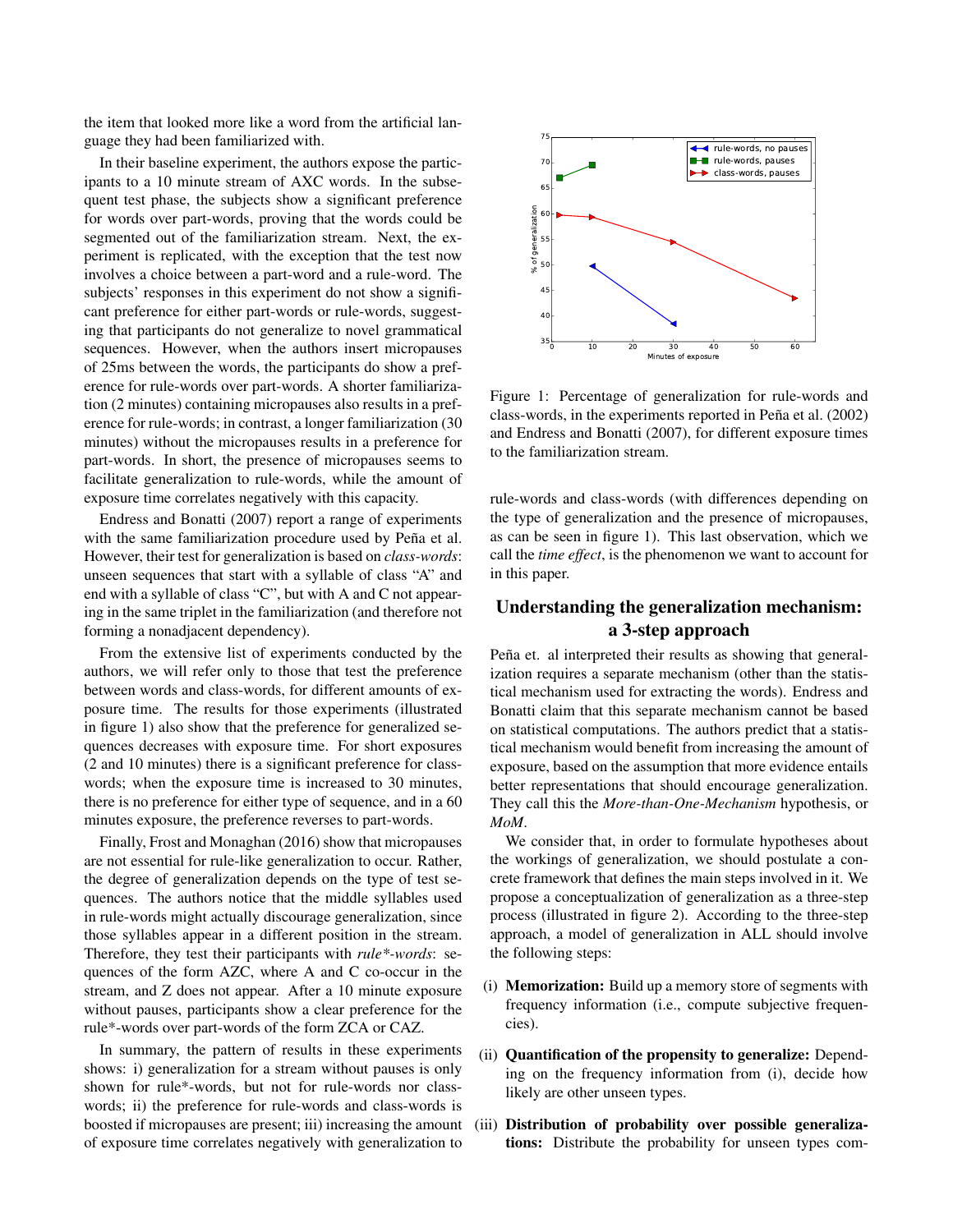the item that looked more like a word from the artificial language they had been familiarized with.

In their baseline experiment, the authors expose the participants to a 10 minute stream of AXC words. In the subsequent test phase, the subjects show a significant preference for words over part-words, proving that the words could be segmented out of the familiarization stream. Next, the experiment is replicated, with the exception that the test now involves a choice between a part-word and a rule-word. The subjects' responses in this experiment do not show a significant preference for either part-words or rule-words, suggesting that participants do not generalize to novel grammatical sequences. However, when the authors insert micropauses of 25ms between the words, the participants do show a preference for rule-words over part-words. A shorter familiarization (2 minutes) containing micropauses also results in a preference for rule-words; in contrast, a longer familiarization (30 minutes) without the micropauses results in a preference for part-words. In short, the presence of micropauses seems to facilitate generalization to rule-words, while the amount of exposure time correlates negatively with this capacity.

Endress and Bonatti (2007) report a range of experiments with the same familiarization procedure used by Peña et al. However, their test for generalization is based on *class-words*: unseen sequences that start with a syllable of class "A" and end with a syllable of class "C", but with A and C not appearing in the same triplet in the familiarization (and therefore not forming a nonadjacent dependency).

From the extensive list of experiments conducted by the authors, we will refer only to those that test the preference between words and class-words, for different amounts of exposure time. The results for those experiments (illustrated in figure 1) also show that the preference for generalized sequences decreases with exposure time. For short exposures (2 and 10 minutes) there is a significant preference for class-words; when the exposure time is increased to 30 minutes, there is no preference for either type of sequence, and in a 60 minutes exposure, the preference reverses to part-words.

Finally, Frost and Monaghan (2016) show that micropauses are not essential for rule-like generalization to occur. Rather, the degree of generalization depends on the type of test sequences. The authors notice that the middle syllables used in rule-words might actually discourage generalization, since those syllables appear in a different position in the stream. Therefore, they test their participants with *rule*-words*: sequences of the form AZC, where A and C co-occur in the stream, and Z does not appear. After a 10 minute exposure without pauses, participants show a clear preference for the rule*-words over part-words of the form ZCA or CAZ.

In summary, the pattern of results in these experiments shows: i) generalization for a stream without pauses is only shown for rule*-words, but not for rule-words nor class-words; ii) the preference for rule-words and class-words is boosted if micropauses are present; iii) increasing the amount of exposure time correlates negatively with generalization to rule-words and class-words (with differences depending on the type of generalization and the presence of micropauses, as can be seen in figure 1). This last observation, which we call the *time effect*, is the phenomenon we want to account for in this paper.

Figure 1: Percentage of generalization for rule-words and class-words, in the experiments reported in Peña et al. (2002) and Endress and Bonatti (2007), for different exposure times to the familiarization stream.

## Understanding the generalization mechanism: a 3-step approach

Peña et. al interpreted their results as showing that generalization requires a separate mechanism (other than the statistical mechanism used for extracting the words). Endress and Bonatti claim that this separate mechanism cannot be based on statistical computations. The authors predict that a statistical mechanism would benefit from increasing the amount of exposure, based on the assumption that more evidence entails better representations that should encourage generalization. They call this the *More-than-One-Mechanism* hypothesis, or *MoM*.

We consider that, in order to formulate hypotheses about the workings of generalization, we should postulate a concrete framework that defines the main steps involved in it. We propose a conceptualization of generalization as a three-step process (illustrated in figure 2). According to the three-step approach, a model of generalization in ALL should involve the following steps:

(i) **Memorization:** Build up a memory store of segments with frequency information (i.e., compute subjective frequencies).

(ii) **Quantification of the propensity to generalize:** Depending on the frequency information from (i), decide how likely are other unseen types.

(iii) **Distribution of probability over possible generalizations:** Distribute the probability for unseen types com-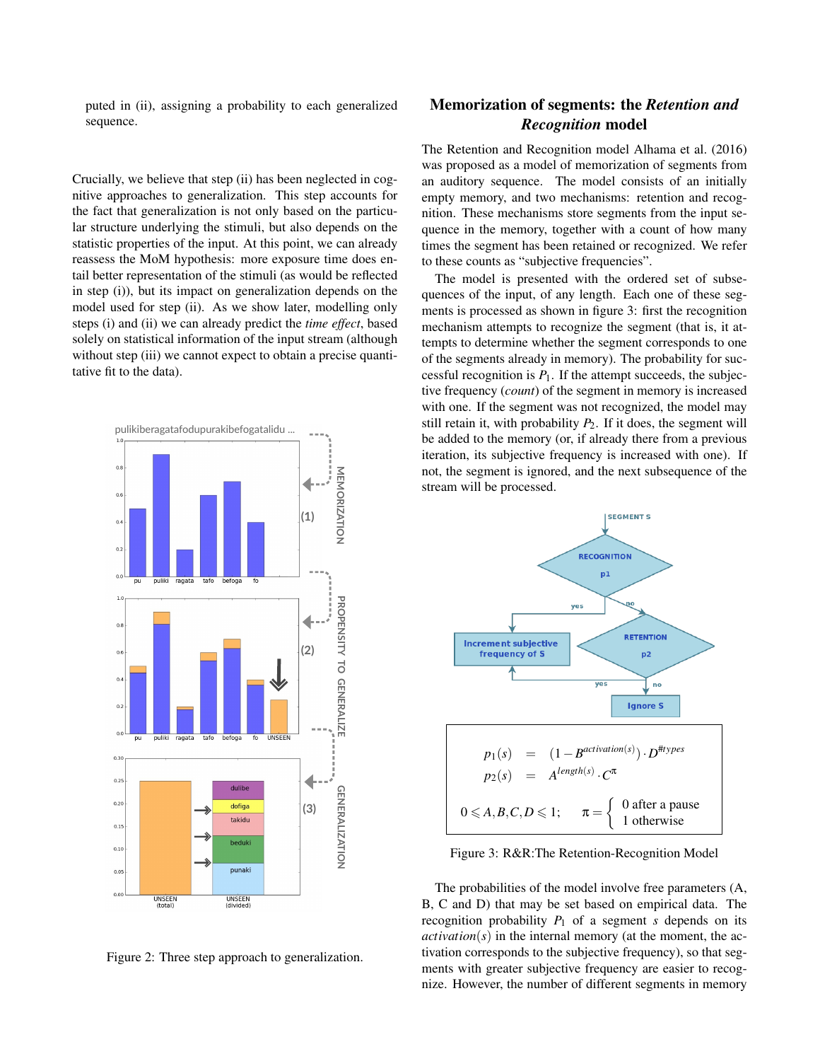puted in (ii), assigning a probability to each generalized sequence.

Crucially, we believe that step (ii) has been neglected in cognitive approaches to generalization. This step accounts for the fact that generalization is not only based on the particular structure underlying the stimuli, but also depends on the statistic properties of the input. At this point, we can already reassess the MoM hypothesis: more exposure time does entail better representation of the stimuli (as would be reflected in step (i)), but its impact on generalization depends on the model used for step (ii). As we show later, modelling only steps (i) and (ii) we can already predict the *time effect*, based solely on statistical information of the input stream (although without step (iii) we cannot expect to obtain a precise quantitative fit to the data).

Figure 2: Three step approach to generalization.

## Memorization of segments: the *Retention and Recognition* model

The Retention and Recognition model Alhama et al. (2016) was proposed as a model of memorization of segments from an auditory sequence. The model consists of an initially empty memory, and two mechanisms: retention and recognition. These mechanisms store segments from the input sequence in the memory, together with a count of how many times the segment has been retained or recognized. We refer to these counts as "subjective frequencies".

The model is presented with the ordered set of subsequences of the input, of any length. Each one of these segments is processed as shown in figure 3: first the recognition mechanism attempts to recognize the segment (that is, it attempts to determine whether the segment corresponds to one of the segments already in memory). The probability for successful recognition is $P_1$. If the attempt succeeds, the subjective frequency (*count*) of the segment in memory is increased with one. If the segment was not recognized, the model may still retain it, with probability $P_2$. If it does, the segment will be added to the memory (or, if already there from a previous iteration, its subjective frequency is increased with one). If not, the segment is ignored, and the next subsequence of the stream will be processed.

$$p_1(s) = (1 - B^{activation(s)}) \cdot D^{\#types}$$

$$p_2(s) = A^{length(s)} \cdot C^{\pi}$$

$$0 \leqslant A, B, C, D \leqslant 1; \qquad \pi = \begin{cases} 0 & \text{after a pause} \\ 1 & \text{otherwise} \end{cases}$$

Figure 3: R&R:The Retention-Recognition Model

The probabilities of the model involve free parameters (A, B, C and D) that may be set based on empirical data. The recognition probability $P_1$ of a segment $s$ depends on its *activation*$(s)$ in the internal memory (at the moment, the activation corresponds to the subjective frequency), so that segments with greater subjective frequency are easier to recognize. However, the number of different segments in memory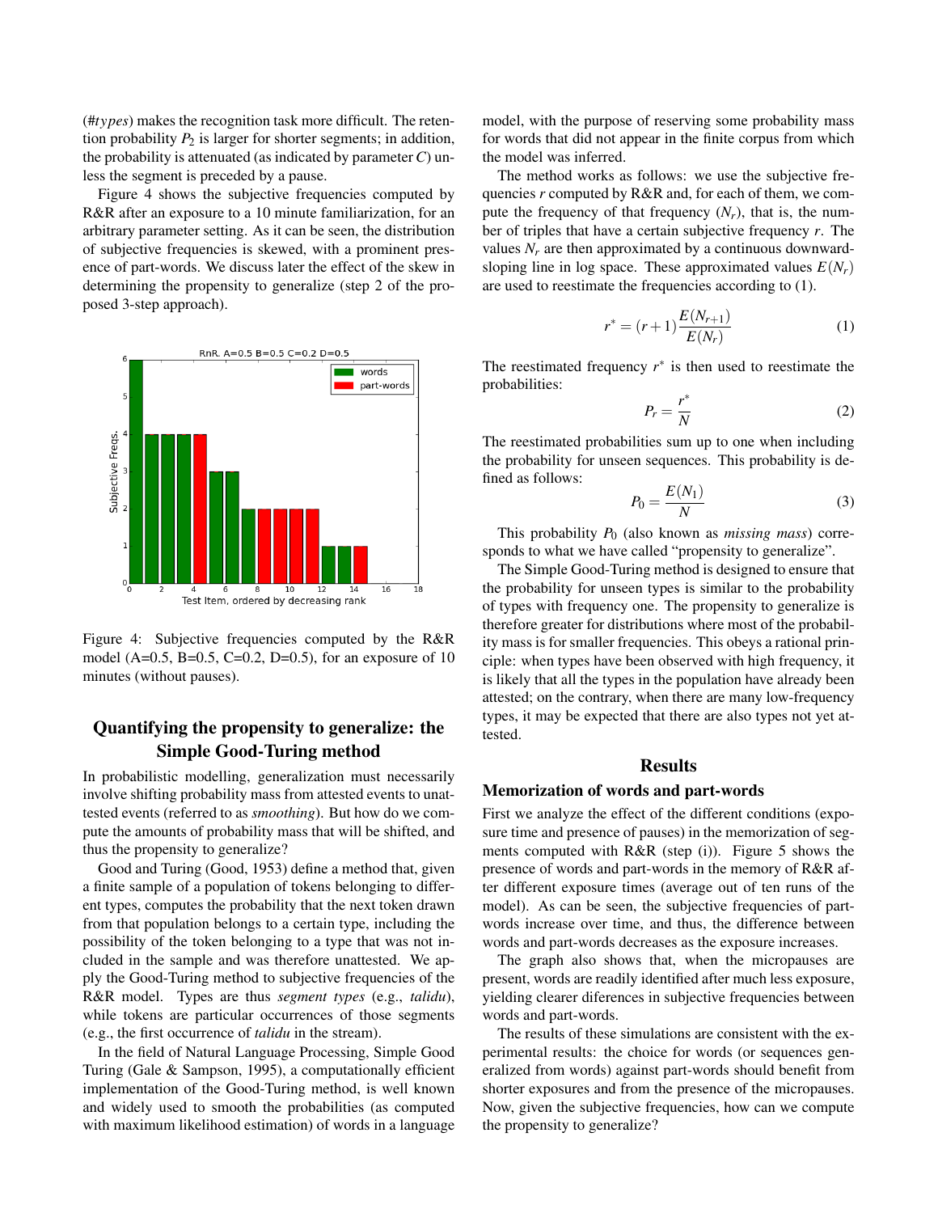(#*types*) makes the recognition task more difficult. The retention probability $P_2$ is larger for shorter segments; in addition, the probability is attenuated (as indicated by parameter $C$) unless the segment is preceded by a pause.

Figure 4 shows the subjective frequencies computed by R&R after an exposure to a 10 minute familiarization, for an arbitrary parameter setting. As it can be seen, the distribution of subjective frequencies is skewed, with a prominent presence of part-words. We discuss later the effect of the skew in determining the propensity to generalize (step 2 of the proposed 3-step approach).

Figure 4: Subjective frequencies computed by the R&R model (A=0.5, B=0.5, C=0.2, D=0.5), for an exposure of 10 minutes (without pauses).

## Quantifying the propensity to generalize: the Simple Good-Turing method

In probabilistic modelling, generalization must necessarily involve shifting probability mass from attested events to unattested events (referred to as *smoothing*). But how do we compute the amounts of probability mass that will be shifted, and thus the propensity to generalize?

Good and Turing (Good, 1953) define a method that, given a finite sample of a population of tokens belonging to different types, computes the probability that the next token drawn from that population belongs to a certain type, including the possibility of the token belonging to a type that was not included in the sample and was therefore unattested. We apply the Good-Turing method to subjective frequencies of the R&R model. Types are thus *segment types* (e.g., *talidu*), while tokens are particular occurrences of those segments (e.g., the first occurrence of *talidu* in the stream).

In the field of Natural Language Processing, Simple Good Turing (Gale & Sampson, 1995), a computationally efficient implementation of the Good-Turing method, is well known and widely used to smooth the probabilities (as computed with maximum likelihood estimation) of words in a language model, with the purpose of reserving some probability mass for words that did not appear in the finite corpus from which the model was inferred.

The method works as follows: we use the subjective frequencies $r$ computed by R&R and, for each of them, we compute the frequency of that frequency ($N_r$), that is, the number of triples that have a certain subjective frequency $r$. The values $N_r$ are then approximated by a continuous downward-sloping line in log space. These approximated values $E(N_r)$ are used to reestimate the frequencies according to (1).

$$r^* = (r+1)\frac{E(N_{r+1})}{E(N_r)} \tag{1}$$

The reestimated frequency $r^*$ is then used to reestimate the probabilities:

$$P_r = \frac{r^*}{N} \tag{2}$$

The reestimated probabilities sum up to one when including the probability for unseen sequences. This probability is defined as follows:

$$P_0 = \frac{E(N_1)}{N} \tag{3}$$

This probability $P_0$ (also known as *missing mass*) corresponds to what we have called "propensity to generalize".

The Simple Good-Turing method is designed to ensure that the probability for unseen types is similar to the probability of types with frequency one. The propensity to generalize is therefore greater for distributions where most of the probability mass is for smaller frequencies. This obeys a rational principle: when types have been observed with high frequency, it is likely that all the types in the population have already been attested; on the contrary, when there are many low-frequency types, it may be expected that there are also types not yet attested.

## Results

### Memorization of words and part-words

First we analyze the effect of the different conditions (exposure time and presence of pauses) in the memorization of segments computed with R&R (step (i)). Figure 5 shows the presence of words and part-words in the memory of R&R after different exposure times (average out of ten runs of the model). As can be seen, the subjective frequencies of part-words increase over time, and thus, the difference between words and part-words decreases as the exposure increases.

The graph also shows that, when the micropauses are present, words are readily identified after much less exposure, yielding clearer diferences in subjective frequencies between words and part-words.

The results of these simulations are consistent with the experimental results: the choice for words (or sequences generalized from words) against part-words should benefit from shorter exposures and from the presence of the micropauses. Now, given the subjective frequencies, how can we compute the propensity to generalize?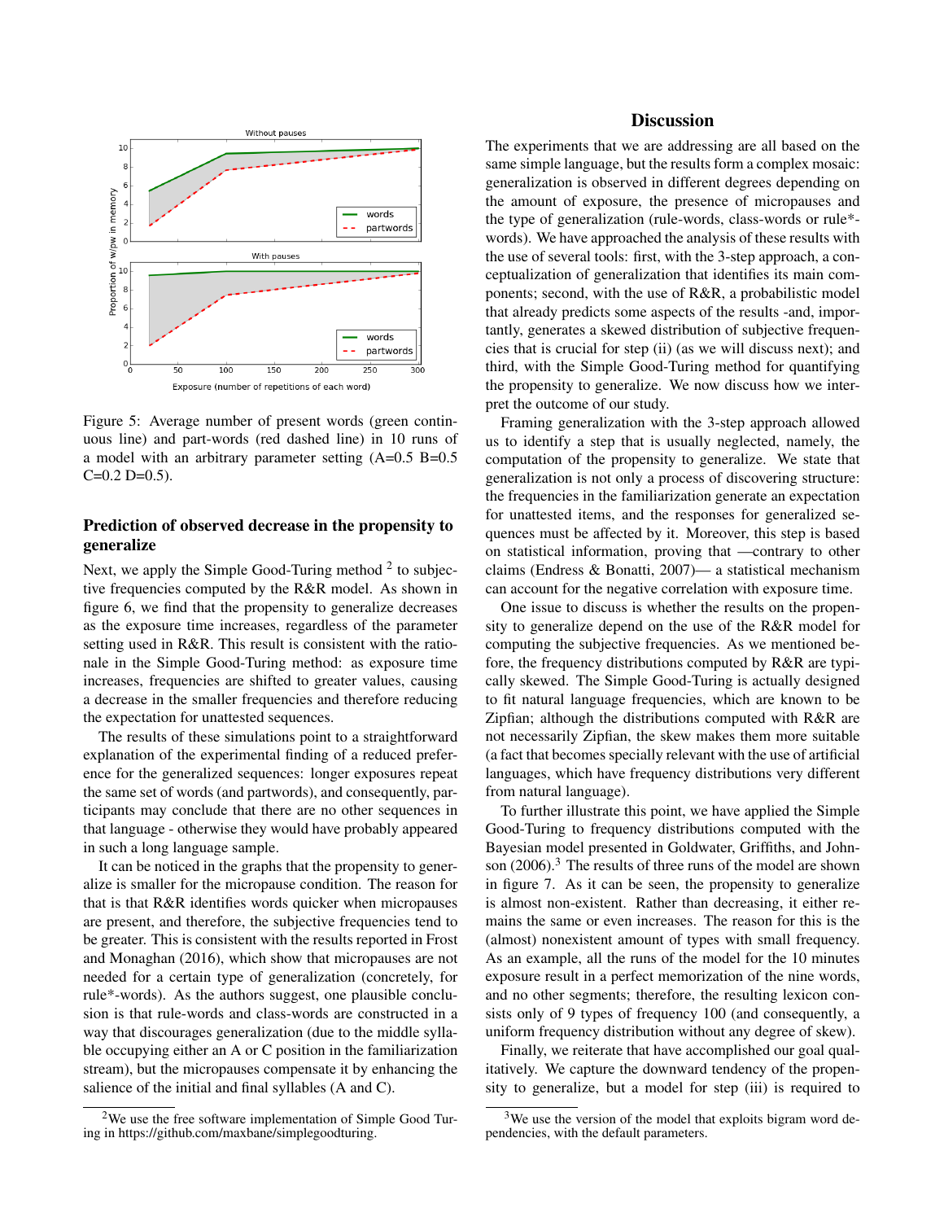Figure 5: Average number of present words (green continuous line) and part-words (red dashed line) in 10 runs of a model with an arbitrary parameter setting (A=0.5 B=0.5 C=0.2 D=0.5).

### Prediction of observed decrease in the propensity to generalize

Next, we apply the Simple Good-Turing method [2] to subjective frequencies computed by the R&R model. As shown in figure 6, we find that the propensity to generalize decreases as the exposure time increases, regardless of the parameter setting used in R&R. This result is consistent with the rationale in the Simple Good-Turing method: as exposure time increases, frequencies are shifted to greater values, causing a decrease in the smaller frequencies and therefore reducing the expectation for unattested sequences.

The results of these simulations point to a straightforward explanation of the experimental finding of a reduced preference for the generalized sequences: longer exposures repeat the same set of words (and partwords), and consequently, participants may conclude that there are no other sequences in that language - otherwise they would have probably appeared in such a long language sample.

It can be noticed in the graphs that the propensity to generalize is smaller for the micropause condition. The reason for that is that R&R identifies words quicker when micropauses are present, and therefore, the subjective frequencies tend to be greater. This result is consistent with the results reported in Frost and Monaghan (2016), which show that micropauses are not needed for a certain type of generalization (concretely, for rule*-words). As the authors suggest, one plausible conclusion is that rule-words and class-words are constructed in a way that discourages generalization (due to the middle syllable occupying either an A or C position in the familiarization stream), but the micropauses compensate it by enhancing the salience of the initial and final syllables (A and C).

## Discussion

The experiments that we are addressing are all based on the same simple language, but the results form a complex mosaic: generalization is observed in different degrees depending on the amount of exposure, the presence of micropauses and the type of generalization (rule-words, class-words or rule*-words). We have approached the analysis of these results with the use of several tools: first, with the 3-step approach, a conceptualization of generalization that identifies its main components; second, with the use of R&R, a probabilistic model that already predicts some aspects of the results -and, importantly, generates a skewed distribution of subjective frequencies that is crucial for step (ii) (as we will discuss next); and third, with the Simple Good-Turing method for quantifying the propensity to generalize. We now discuss how we interpret the outcome of our study.

Framing generalization with the 3-step approach allowed us to identify a step that is usually neglected, namely, the computation of the propensity to generalize. We state that generalization is not only a process of discovering structure: the frequencies in the familiarization generate an expectation for unattested items, and the responses for generalized sequences must be affected by it. Moreover, this step is based on statistical information, proving that —contrary to other claims (Endress & Bonatti, 2007)— a statistical mechanism can account for the negative correlation with exposure time.

One issue to discuss is whether the results on the propensity to generalize depend on the use of the R&R model for computing the subjective frequencies. As we mentioned before, the frequency distributions computed by R&R are typically skewed. The Simple Good-Turing is actually designed to fit natural language frequencies, which are known to be Zipfian; although the distributions computed with R&R are not necessarily Zipfian, the skew makes them more suitable (a fact that becomes specially relevant with the use of artificial languages, which have frequency distributions very different from natural language).

To further illustrate this point, we have applied the Simple Good-Turing to frequency distributions computed with the Bayesian model presented in Goldwater, Griffiths, and Johnson (2006).[3] The results of three runs of the model are shown in figure 7. As it can be seen, the propensity to generalize is almost non-existent. Rather than decreasing, it either remains the same or even increases. The reason for this is the (almost) nonexistent amount of types with small frequency. As an example, all the runs of the model for the 10 minutes exposure result in a perfect memorization of the nine words, and no other segments; therefore, the resulting lexicon consists only of 9 types of frequency 100 (and consequently, a uniform frequency distribution without any degree of skew).

Finally, we reiterate that have accomplished our goal qualitatively. We capture the downward tendency of the propensity to generalize, but a model for step (iii) is required to

[2] We use the free software implementation of Simple Good Turing in https://github.com/maxbane/simplegoodturing.

[3] We use the version of the model that exploits bigram word dependencies, with the default parameters.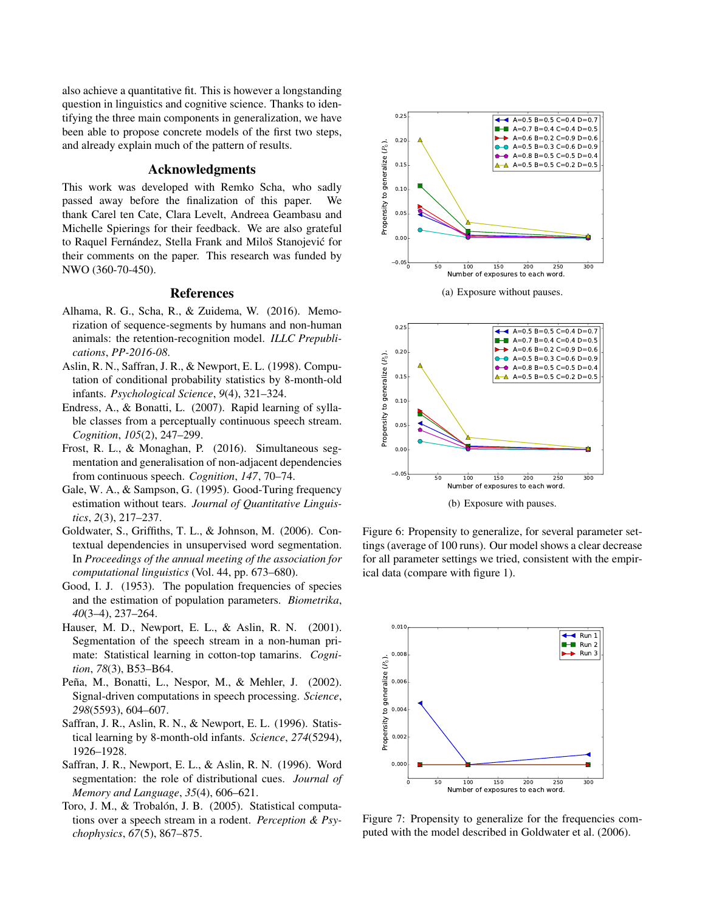also achieve a quantitative fit. This is however a longstanding question in linguistics and cognitive science. Thanks to identifying the three main components in generalization, we have been able to propose concrete models of the first two steps, and already explain much of the pattern of results.

## Acknowledgments

This work was developed with Remko Scha, who sadly passed away before the finalization of this paper. We thank Carel ten Cate, Clara Levelt, Andreea Geambasu and Michelle Spierings for their feedback. We are also grateful to Raquel Fernández, Stella Frank and Miloš Stanojević for their comments on the paper. This research was funded by NWO (360-70-450).

## References

Alhama, R. G., Scha, R., & Zuidema, W. (2016). Memorization of sequence-segments by humans and non-human animals: the retention-recognition model. *ILLC Prepublications*, *PP-2016-08*.

Aslin, R. N., Saffran, J. R., & Newport, E. L. (1998). Computation of conditional probability statistics by 8-month-old infants. *Psychological Science*, *9*(4), 321–324.

Endress, A., & Bonatti, L. (2007). Rapid learning of syllable classes from a perceptually continuous speech stream. *Cognition*, *105*(2), 247–299.

Frost, R. L., & Monaghan, P. (2016). Simultaneous segmentation and generalisation of non-adjacent dependencies from continuous speech. *Cognition*, *147*, 70–74.

Gale, W. A., & Sampson, G. (1995). Good-Turing frequency estimation without tears. *Journal of Quantitative Linguistics*, *2*(3), 217–237.

Goldwater, S., Griffiths, T. L., & Johnson, M. (2006). Contextual dependencies in unsupervised word segmentation. In *Proceedings of the annual meeting of the association for computational linguistics* (Vol. 44, pp. 673–680).

Good, I. J. (1953). The population frequencies of species and the estimation of population parameters. *Biometrika*, *40*(3–4), 237–264.

Hauser, M. D., Newport, E. L., & Aslin, R. N. (2001). Segmentation of the speech stream in a non-human primate: Statistical learning in cotton-top tamarins. *Cognition*, *78*(3), B53–B64.

Peña, M., Bonatti, L., Nespor, M., & Mehler, J. (2002). Signal-driven computations in speech processing. *Science*, *298*(5593), 604–607.

Saffran, J. R., Aslin, R. N., & Newport, E. L. (1996). Statistical learning by 8-month-old infants. *Science*, *274*(5294), 1926–1928.

Saffran, J. R., Newport, E. L., & Aslin, R. N. (1996). Word segmentation: the role of distributional cues. *Journal of Memory and Language*, *35*(4), 606–621.

Toro, J. M., & Trobalón, J. B. (2005). Statistical computations over a speech stream in a rodent. *Perception & Psychophysics*, *67*(5), 867–875.

A=0.5 B=0.5 C=0.4 D=0.7
A=0.7 B=0.4 C=0.4 D=0.5
A=0.6 B=0.2 C=0.9 D=0.6
A=0.5 B=0.3 C=0.6 D=0.9
A=0.8 B=0.5 C=0.5 D=0.4
A=0.5 B=0.5 C=0.2 D=0.5

Propensity to generalize ($P_g$).

Number of exposures to each word.

(a) Exposure without pauses.

A=0.5 B=0.5 C=0.4 D=0.7
A=0.7 B=0.4 C=0.4 D=0.5
A=0.6 B=0.2 C=0.9 D=0.6
A=0.5 B=0.3 C=0.6 D=0.9
A=0.8 B=0.5 C=0.5 D=0.4
A=0.5 B=0.5 C=0.2 D=0.5

Propensity to generalize ($P_g$).

Number of exposures to each word.

(b) Exposure with pauses.

Figure 6: Propensity to generalize, for several parameter settings (average of 100 runs). Our model shows a clear decrease for all parameter settings we tried, consistent with the empirical data (compare with figure 1).

Run 1
Run 2
Run 3

Propensity to generalize ($P_g$).

Number of exposures to each word.

Figure 7: Propensity to generalize for the frequencies computed with the model described in Goldwater et al. (2006).